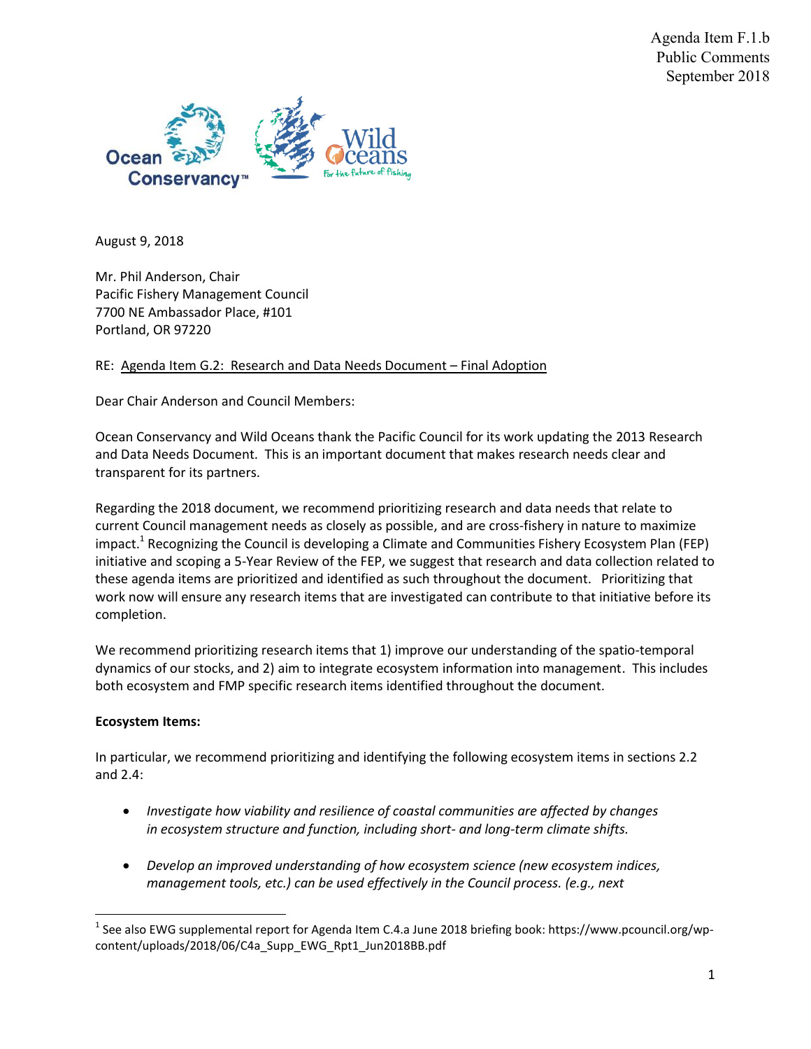Agenda Item F.1.b
Public Comments
September 2018

August 9, 2018

Mr. Phil Anderson, Chair
Pacific Fishery Management Council
7700 NE Ambassador Place, #101
Portland, OR 97220

RE: Agenda Item G.2: Research and Data Needs Document – Final Adoption

Dear Chair Anderson and Council Members:

Ocean Conservancy and Wild Oceans thank the Pacific Council for its work updating the 2013 Research and Data Needs Document. This is an important document that makes research needs clear and transparent for its partners.

Regarding the 2018 document, we recommend prioritizing research and data needs that relate to current Council management needs as closely as possible, and are cross-fishery in nature to maximize impact.[1] Recognizing the Council is developing a Climate and Communities Fishery Ecosystem Plan (FEP) initiative and scoping a 5-Year Review of the FEP, we suggest that research and data collection related to these agenda items are prioritized and identified as such throughout the document. Prioritizing that work now will ensure any research items that are investigated can contribute to that initiative before its completion.

We recommend prioritizing research items that 1) improve our understanding of the spatio-temporal dynamics of our stocks, and 2) aim to integrate ecosystem information into management. This includes both ecosystem and FMP specific research items identified throughout the document.

**Ecosystem Items:**

In particular, we recommend prioritizing and identifying the following ecosystem items in sections 2.2 and 2.4:

- *Investigate how viability and resilience of coastal communities are affected by changes in ecosystem structure and function, including short- and long-term climate shifts.*
- *Develop an improved understanding of how ecosystem science (new ecosystem indices, management tools, etc.) can be used effectively in the Council process. (e.g., next*

[1] See also EWG supplemental report for Agenda Item C.4.a June 2018 briefing book: https://www.pcouncil.org/wp-content/uploads/2018/06/C4a_Supp_EWG_Rpt1_Jun2018BB.pdf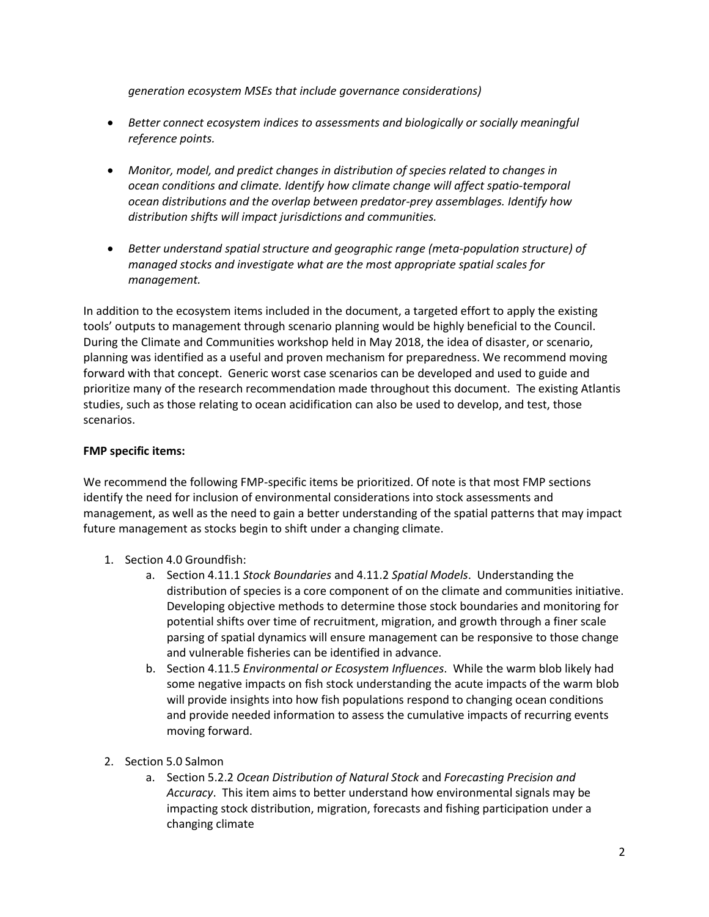*generation ecosystem MSEs that include governance considerations)*

- *Better connect ecosystem indices to assessments and biologically or socially meaningful reference points.*

- *Monitor, model, and predict changes in distribution of species related to changes in ocean conditions and climate. Identify how climate change will affect spatio-temporal ocean distributions and the overlap between predator-prey assemblages. Identify how distribution shifts will impact jurisdictions and communities.*

- *Better understand spatial structure and geographic range (meta-population structure) of managed stocks and investigate what are the most appropriate spatial scales for management.*

In addition to the ecosystem items included in the document, a targeted effort to apply the existing tools' outputs to management through scenario planning would be highly beneficial to the Council. During the Climate and Communities workshop held in May 2018, the idea of disaster, or scenario, planning was identified as a useful and proven mechanism for preparedness. We recommend moving forward with that concept. Generic worst case scenarios can be developed and used to guide and prioritize many of the research recommendation made throughout this document. The existing Atlantis studies, such as those relating to ocean acidification can also be used to develop, and test, those scenarios.

**FMP specific items:**

We recommend the following FMP-specific items be prioritized. Of note is that most FMP sections identify the need for inclusion of environmental considerations into stock assessments and management, as well as the need to gain a better understanding of the spatial patterns that may impact future management as stocks begin to shift under a changing climate.

1. Section 4.0 Groundfish:
    a. Section 4.11.1 *Stock Boundaries* and 4.11.2 *Spatial Models*. Understanding the distribution of species is a core component of on the climate and communities initiative. Developing objective methods to determine those stock boundaries and monitoring for potential shifts over time of recruitment, migration, and growth through a finer scale parsing of spatial dynamics will ensure management can be responsive to those change and vulnerable fisheries can be identified in advance.
    b. Section 4.11.5 *Environmental or Ecosystem Influences*. While the warm blob likely had some negative impacts on fish stock understanding the acute impacts of the warm blob will provide insights into how fish populations respond to changing ocean conditions and provide needed information to assess the cumulative impacts of recurring events moving forward.

2. Section 5.0 Salmon
    a. Section 5.2.2 *Ocean Distribution of Natural Stock* and *Forecasting Precision and Accuracy*. This item aims to better understand how environmental signals may be impacting stock distribution, migration, forecasts and fishing participation under a changing climate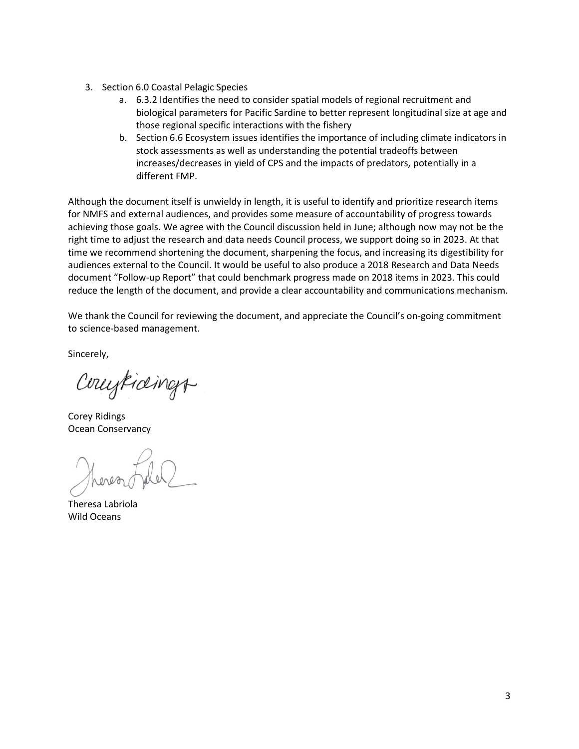3. Section 6.0 Coastal Pelagic Species
    a. 6.3.2 Identifies the need to consider spatial models of regional recruitment and biological parameters for Pacific Sardine to better represent longitudinal size at age and those regional specific interactions with the fishery
    b. Section 6.6 Ecosystem issues identifies the importance of including climate indicators in stock assessments as well as understanding the potential tradeoffs between increases/decreases in yield of CPS and the impacts of predators, potentially in a different FMP.

Although the document itself is unwieldy in length, it is useful to identify and prioritize research items for NMFS and external audiences, and provides some measure of accountability of progress towards achieving those goals. We agree with the Council discussion held in June; although now may not be the right time to adjust the research and data needs Council process, we support doing so in 2023. At that time we recommend shortening the document, sharpening the focus, and increasing its digestibility for audiences external to the Council. It would be useful to also produce a 2018 Research and Data Needs document "Follow-up Report" that could benchmark progress made on 2018 items in 2023. This could reduce the length of the document, and provide a clear accountability and communications mechanism.

We thank the Council for reviewing the document, and appreciate the Council's on-going commitment to science-based management.

Sincerely,

Corey Ridings
Ocean Conservancy

Theresa Labriola
Wild Oceans